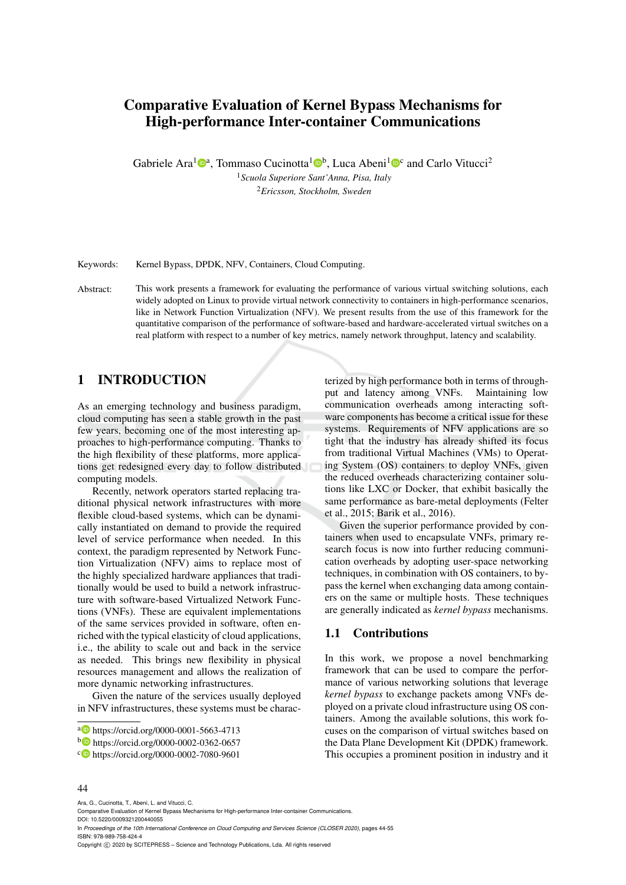# Comparative Evaluation of Kernel Bypass Mechanisms for High-performance Inter-container Communications

Gabriele Ara[1][a], Tommaso Cucinotta[1][b], Luca Abeni[1][c] and Carlo Vitucci[2]

[1]*Scuola Superiore Sant'Anna, Pisa, Italy*

[2]*Ericsson, Stockholm, Sweden*

Keywords: Kernel Bypass, DPDK, NFV, Containers, Cloud Computing.

Abstract: This work presents a framework for evaluating the performance of various virtual switching solutions, each widely adopted on Linux to provide virtual network connectivity to containers in high-performance scenarios, like in Network Function Virtualization (NFV). We present results from the use of this framework for the quantitative comparison of the performance of software-based and hardware-accelerated virtual switches on a real platform with respect to a number of key metrics, namely network throughput, latency and scalability.

## 1 INTRODUCTION

As an emerging technology and business paradigm, cloud computing has seen a stable growth in the past few years, becoming one of the most interesting approaches to high-performance computing. Thanks to the high flexibility of these platforms, more applications get redesigned every day to follow distributed computing models.

Recently, network operators started replacing traditional physical network infrastructures with more flexible cloud-based systems, which can be dynamically instantiated on demand to provide the required level of service performance when needed. In this context, the paradigm represented by Network Function Virtualization (NFV) aims to replace most of the highly specialized hardware appliances that traditionally would be used to build a network infrastructure with software-based Virtualized Network Functions (VNFs). These are equivalent implementations of the same services provided in software, often enriched with the typical elasticity of cloud applications, i.e., the ability to scale out and back in the service as needed. This brings new flexibility in physical resources management and allows the realization of more dynamic networking infrastructures.

Given the nature of the services usually deployed in NFV infrastructures, these systems must be characterized by high performance both in terms of throughput and latency among VNFs. Maintaining low communication overheads among interacting software components has become a critical issue for these systems. Requirements of NFV applications are so tight that the industry has already shifted its focus from traditional Virtual Machines (VMs) to Operating System (OS) containers to deploy VNFs, given the reduced overheads characterizing container solutions like LXC or Docker, that exhibit basically the same performance as bare-metal deployments (Felter et al., 2015; Barik et al., 2016).

Given the superior performance provided by containers when used to encapsulate VNFs, primary research focus is now into further reducing communication overheads by adopting user-space networking techniques, in combination with OS containers, to bypass the kernel when exchanging data among containers on the same or multiple hosts. These techniques are generally indicated as *kernel bypass* mechanisms.

### 1.1 Contributions

In this work, we propose a novel benchmarking framework that can be used to compare the performance of various networking solutions that leverage *kernel bypass* to exchange packets among VNFs deployed on a private cloud infrastructure using OS containers. Among the available solutions, this work focuses on the comparison of virtual switches based on the Data Plane Development Kit (DPDK) framework. This occupies a prominent position in industry and it

[a] https://orcid.org/0000-0001-5663-4713

[b] https://orcid.org/0000-0002-0362-0657

[c] https://orcid.org/0000-0002-7080-9601

Ara, G., Cucinotta, T., Abeni, L. and Vitucci, C.
Comparative Evaluation of Kernel Bypass Mechanisms for High-performance Inter-container Communications.
DOI: 10.5220/0009321200440055
In *Proceedings of the 10th International Conference on Cloud Computing and Services Science (CLOSER 2020)*, pages 44-55
ISBN: 978-989-758-424-4
Copyright © 2020 by SCITEPRESS – Science and Technology Publications, Lda. All rights reserved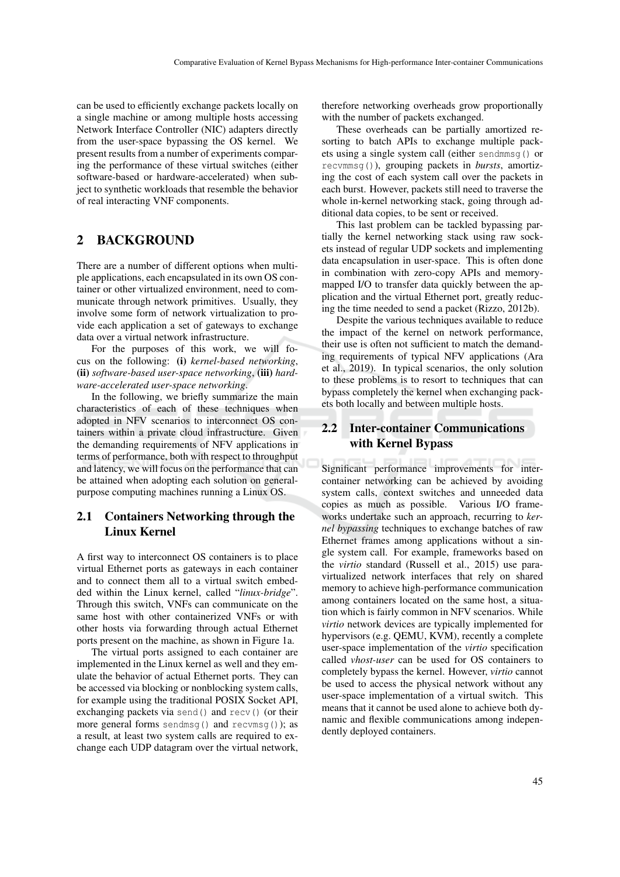can be used to efficiently exchange packets locally on a single machine or among multiple hosts accessing Network Interface Controller (NIC) adapters directly from the user-space bypassing the OS kernel. We present results from a number of experiments comparing the performance of these virtual switches (either software-based or hardware-accelerated) when subject to synthetic workloads that resemble the behavior of real interacting VNF components.

# 2 BACKGROUND

There are a number of different options when multiple applications, each encapsulated in its own OS container or other virtualized environment, need to communicate through network primitives. Usually, they involve some form of network virtualization to provide each application a set of gateways to exchange data over a virtual network infrastructure.

For the purposes of this work, we will focus on the following: **(i)** *kernel-based networking*, **(ii)** *software-based user-space networking*, **(iii)** *hardware-accelerated user-space networking*.

In the following, we briefly summarize the main characteristics of each of these techniques when adopted in NFV scenarios to interconnect OS containers within a private cloud infrastructure. Given the demanding requirements of NFV applications in terms of performance, both with respect to throughput and latency, we will focus on the performance that can be attained when adopting each solution on general-purpose computing machines running a Linux OS.

## 2.1 Containers Networking through the Linux Kernel

A first way to interconnect OS containers is to place virtual Ethernet ports as gateways in each container and to connect them all to a virtual switch embedded within the Linux kernel, called "*linux-bridge*". Through this switch, VNFs can communicate on the same host with other containerized VNFs or with other hosts via forwarding through actual Ethernet ports present on the machine, as shown in Figure 1a.

The virtual ports assigned to each container are implemented in the Linux kernel as well and they emulate the behavior of actual Ethernet ports. They can be accessed via blocking or nonblocking system calls, for example using the traditional POSIX Socket API, exchanging packets via `send()` and `recv()` (or their more general forms `sendmsg()` and `recvmsg()`); as a result, at least two system calls are required to exchange each UDP datagram over the virtual network, therefore networking overheads grow proportionally with the number of packets exchanged.

These overheads can be partially amortized resorting to batch APIs to exchange multiple packets using a single system call (either `sendmmsg()` or `recvmmsg()`), grouping packets in *bursts*, amortizing the cost of each system call over the packets in each burst. However, packets still need to traverse the whole in-kernel networking stack, going through additional data copies, to be sent or received.

This last problem can be tackled bypassing partially the kernel networking stack using raw sockets instead of regular UDP sockets and implementing data encapsulation in user-space. This is often done in combination with zero-copy APIs and memory-mapped I/O to transfer data quickly between the application and the virtual Ethernet port, greatly reducing the time needed to send a packet (Rizzo, 2012b).

Despite the various techniques available to reduce the impact of the kernel on network performance, their use is often not sufficient to match the demanding requirements of typical NFV applications (Ara et al., 2019). In typical scenarios, the only solution to these problems is to resort to techniques that can bypass completely the kernel when exchanging packets both locally and between multiple hosts.

## 2.2 Inter-container Communications with Kernel Bypass

Significant performance improvements for inter-container networking can be achieved by avoiding system calls, context switches and unneeded data copies as much as possible. Various I/O frameworks undertake such an approach, recurring to *kernel bypassing* techniques to exchange batches of raw Ethernet frames among applications without a single system call. For example, frameworks based on the *virtio* standard (Russell et al., 2015) use para-virtualized network interfaces that rely on shared memory to achieve high-performance communication among containers located on the same host, a situation which is fairly common in NFV scenarios. While *virtio* network devices are typically implemented for hypervisors (e.g. QEMU, KVM), recently a complete user-space implementation of the *virtio* specification called *vhost-user* can be used for OS containers to completely bypass the kernel. However, *virtio* cannot be used to access the physical network without any user-space implementation of a virtual switch. This means that it cannot be used alone to achieve both dynamic and flexible communications among independently deployed containers.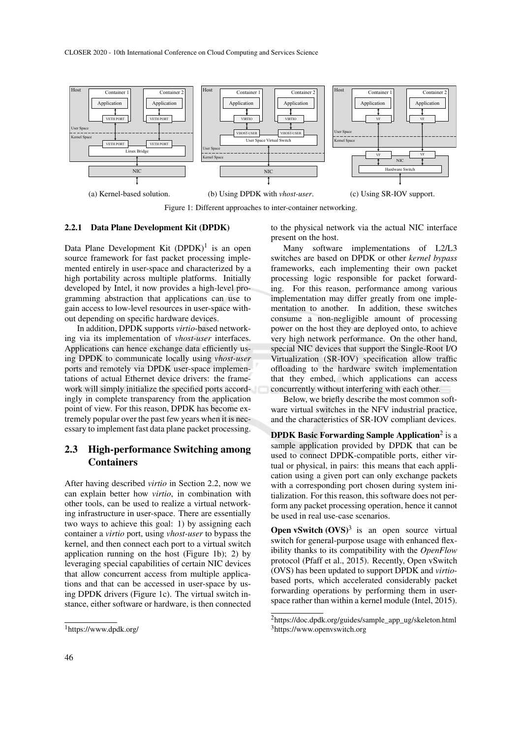(a) Kernel-based solution. (b) Using DPDK with *vhost-user*. (c) Using SR-IOV support.

Figure 1: Different approaches to inter-container networking.

#### 2.2.1 Data Plane Development Kit (DPDK)

Data Plane Development Kit (DPDK)[1] is an open source framework for fast packet processing implemented entirely in user-space and characterized by a high portability across multiple platforms. Initially developed by Intel, it now provides a high-level programming abstraction that applications can use to gain access to low-level resources in user-space without depending on specific hardware devices.

In addition, DPDK supports *virtio*-based networking via its implementation of *vhost-user* interfaces. Applications can hence exchange data efficiently using DPDK to communicate locally using *vhost-user* ports and remotely via DPDK user-space implementations of actual Ethernet device drivers: the framework will simply initialize the specified ports accordingly in complete transparency from the application point of view. For this reason, DPDK has become extremely popular over the past few years when it is necessary to implement fast data plane packet processing.

### 2.3 High-performance Switching among Containers

After having described *virtio* in Section 2.2, now we can explain better how *virtio*, in combination with other tools, can be used to realize a virtual networking infrastructure in user-space. There are essentially two ways to achieve this goal: 1) by assigning each container a *virtio* port, using *vhost-user* to bypass the kernel, and then connect each port to a virtual switch application running on the host (Figure 1b); 2) by leveraging special capabilities of certain NIC devices that allow concurrent access from multiple applications and that can be accessed in user-space by using DPDK drivers (Figure 1c). The virtual switch instance, either software or hardware, is then connected to the physical network via the actual NIC interface present on the host.

Many software implementations of L2/L3 switches are based on DPDK or other *kernel bypass* frameworks, each implementing their own packet processing logic responsible for packet forwarding. For this reason, performance among various implementation may differ greatly from one implementation to another. In addition, these switches consume a non-negligible amount of processing power on the host they are deployed onto, to achieve very high network performance. On the other hand, special NIC devices that support the Single-Root I/O Virtualization (SR-IOV) specification allow traffic offloading to the hardware switch implementation that they embed, which applications can access concurrently without interfering with each other.

Below, we briefly describe the most common software virtual switches in the NFV industrial practice, and the characteristics of SR-IOV compliant devices.

**DPDK Basic Forwarding Sample Application**[2] is a sample application provided by DPDK that can be used to connect DPDK-compatible ports, either virtual or physical, in pairs: this means that each application using a given port can only exchange packets with a corresponding port chosen during system initialization. For this reason, this software does not perform any packet processing operation, hence it cannot be used in real use-case scenarios.

**Open vSwitch (OVS)**[3] is an open source virtual switch for general-purpose usage with enhanced flexibility thanks to its compatibility with the *OpenFlow* protocol (Pfaff et al., 2015). Recently, Open vSwitch (OVS) has been updated to support DPDK and *virtio*-based ports, which accelerated considerably packet forwarding operations by performing them in user-space rather than within a kernel module (Intel, 2015).

[1] https://www.dpdk.org/

[2] https://doc.dpdk.org/guides/sample_app_ug/skeleton.html

[3] https://www.openvswitch.org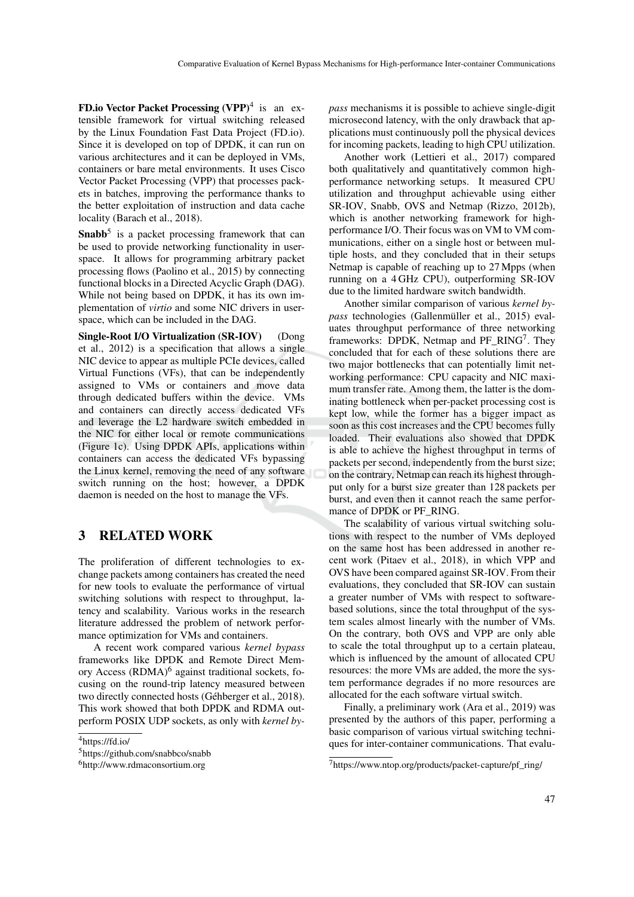**FD.io Vector Packet Processing (VPP)**[4] is an extensible framework for virtual switching released by the Linux Foundation Fast Data Project (FD.io). Since it is developed on top of DPDK, it can run on various architectures and it can be deployed in VMs, containers or bare metal environments. It uses Cisco Vector Packet Processing (VPP) that processes packets in batches, improving the performance thanks to the better exploitation of instruction and data cache locality (Barach et al., 2018).

**Snabb**[5] is a packet processing framework that can be used to provide networking functionality in user-space. It allows for programming arbitrary packet processing flows (Paolino et al., 2015) by connecting functional blocks in a Directed Acyclic Graph (DAG). While not being based on DPDK, it has its own implementation of *virtio* and some NIC drivers in user-space, which can be included in the DAG.

**Single-Root I/O Virtualization (SR-IOV)** (Dong et al., 2012) is a specification that allows a single NIC device to appear as multiple PCIe devices, called Virtual Functions (VFs), that can be independently assigned to VMs or containers and move data through dedicated buffers within the device. VMs and containers can directly access dedicated VFs and leverage the L2 hardware switch embedded in the NIC for either local or remote communications (Figure 1c). Using DPDK APIs, applications within containers can access the dedicated VFs bypassing the Linux kernel, removing the need of any software switch running on the host; however, a DPDK daemon is needed on the host to manage the VFs.

## 3 RELATED WORK

The proliferation of different technologies to exchange packets among containers has created the need for new tools to evaluate the performance of virtual switching solutions with respect to throughput, latency and scalability. Various works in the research literature addressed the problem of network performance optimization for VMs and containers.

A recent work compared various *kernel bypass* frameworks like DPDK and Remote Direct Memory Access (RDMA)[6] against traditional sockets, focusing on the round-trip latency measured between two directly connected hosts (Géhberger et al., 2018). This work showed that both DPDK and RDMA outperform POSIX UDP sockets, as only with *kernel bypass* mechanisms it is possible to achieve single-digit microsecond latency, with the only drawback that applications must continuously poll the physical devices for incoming packets, leading to high CPU utilization.

Another work (Lettieri et al., 2017) compared both qualitatively and quantitatively common high-performance networking setups. It measured CPU utilization and throughput achievable using either SR-IOV, Snabb, OVS and Netmap (Rizzo, 2012b), which is another networking framework for high-performance I/O. Their focus was on VM to VM communications, either on a single host or between multiple hosts, and they concluded that in their setups Netmap is capable of reaching up to 27 Mpps (when running on a 4 GHz CPU), outperforming SR-IOV due to the limited hardware switch bandwidth.

Another similar comparison of various *kernel bypass* technologies (Gallenmüller et al., 2015) evaluates throughput performance of three networking frameworks: DPDK, Netmap and PF_RING[7]. They concluded that for each of these solutions there are two major bottlenecks that can potentially limit networking performance: CPU capacity and NIC maximum transfer rate. Among them, the latter is the dominating bottleneck when per-packet processing cost is kept low, while the former has a bigger impact as soon as this cost increases and the CPU becomes fully loaded. Their evaluations also showed that DPDK is able to achieve the highest throughput in terms of packets per second, independently from the burst size; on the contrary, Netmap can reach its highest throughput only for a burst size greater than 128 packets per burst, and even then it cannot reach the same performance of DPDK or PF_RING.

The scalability of various virtual switching solutions with respect to the number of VMs deployed on the same host has been addressed in another recent work (Pitaev et al., 2018), in which VPP and OVS have been compared against SR-IOV. From their evaluations, they concluded that SR-IOV can sustain a greater number of VMs with respect to software-based solutions, since the total throughput of the system scales almost linearly with the number of VMs. On the contrary, both OVS and VPP are only able to scale the total throughput up to a certain plateau, which is influenced by the amount of allocated CPU resources: the more VMs are added, the more the system performance degrades if no more resources are allocated for the each software virtual switch.

Finally, a preliminary work (Ara et al., 2019) was presented by the authors of this paper, performing a basic comparison of various virtual switching techniques for inter-container communications. That evalu-

[4] https://fd.io/

[5] https://github.com/snabbco/snabb

[6] http://www.rdmaconsortium.org

[7] https://www.ntop.org/products/packet-capture/pf_ring/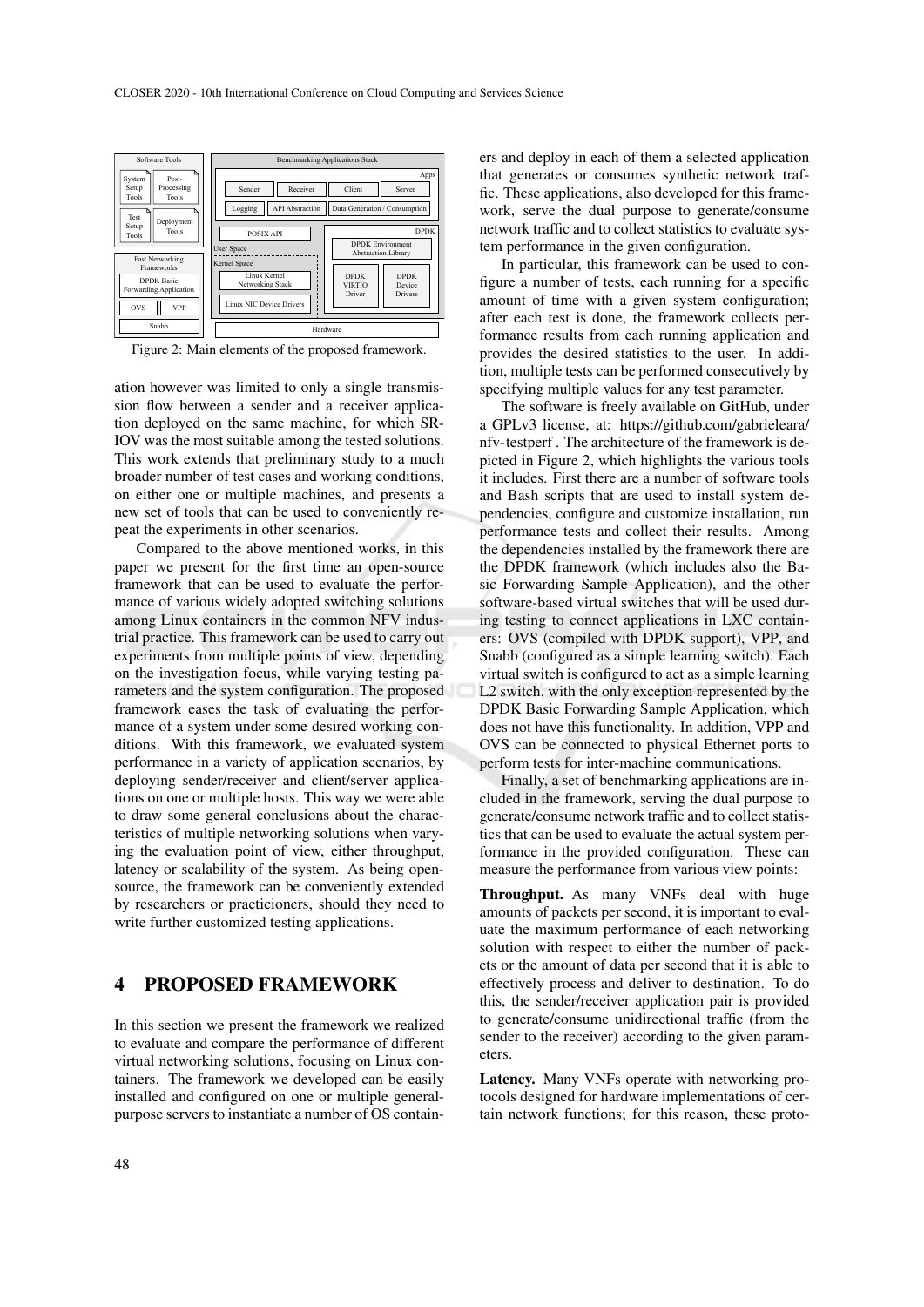Figure 2: Main elements of the proposed framework.

ation however was limited to only a single transmission flow between a sender and a receiver application deployed on the same machine, for which SR-IOV was the most suitable among the tested solutions. This work extends that preliminary study to a much broader number of test cases and working conditions, on either one or multiple machines, and presents a new set of tools that can be used to conveniently repeat the experiments in other scenarios.

Compared to the above mentioned works, in this paper we present for the first time an open-source framework that can be used to evaluate the performance of various widely adopted switching solutions among Linux containers in the common NFV industrial practice. This framework can be used to carry out experiments from multiple points of view, depending on the investigation focus, while varying testing parameters and the system configuration. The proposed framework eases the task of evaluating the performance of a system under some desired working conditions. With this framework, we evaluated system performance in a variety of application scenarios, by deploying sender/receiver and client/server applications on one or multiple hosts. This way we were able to draw some general conclusions about the characteristics of multiple networking solutions when varying the evaluation point of view, either throughput, latency or scalability of the system. As being open-source, the framework can be conveniently extended by researchers or practicioners, should they need to write further customized testing applications.

## 4 PROPOSED FRAMEWORK

In this section we present the framework we realized to evaluate and compare the performance of different virtual networking solutions, focusing on Linux containers. The framework we developed can be easily installed and configured on one or multiple general-purpose servers to instantiate a number of OS containers and deploy in each of them a selected application that generates or consumes synthetic network traffic. These applications, also developed for this framework, serve the dual purpose to generate/consume network traffic and to collect statistics to evaluate system performance in the given configuration.

In particular, this framework can be used to configure a number of tests, each running for a specific amount of time with a given system configuration; after each test is done, the framework collects performance results from each running application and provides the desired statistics to the user. In addition, multiple tests can be performed consecutively by specifying multiple values for any test parameter.

The software is freely available on GitHub, under a GPLv3 license, at: https://github.com/gabrieleara/nfv-testperf . The architecture of the framework is depicted in Figure 2, which highlights the various tools it includes. First there are a number of software tools and Bash scripts that are used to install system dependencies, configure and customize installation, run performance tests and collect their results. Among the dependencies installed by the framework there are the DPDK framework (which includes also the Basic Forwarding Sample Application), and the other software-based virtual switches that will be used during testing to connect applications in LXC containers: OVS (compiled with DPDK support), VPP, and Snabb (configured as a simple learning switch). Each virtual switch is configured to act as a simple learning L2 switch, with the only exception represented by the DPDK Basic Forwarding Sample Application, which does not have this functionality. In addition, VPP and OVS can be connected to physical Ethernet ports to perform tests for inter-machine communications.

Finally, a set of benchmarking applications are included in the framework, serving the dual purpose to generate/consume network traffic and to collect statistics that can be used to evaluate the actual system performance in the provided configuration. These can measure the performance from various view points:

**Throughput.** As many VNFs deal with huge amounts of packets per second, it is important to evaluate the maximum performance of each networking solution with respect to either the number of packets or the amount of data per second that it is able to effectively process and deliver to destination. To do this, the sender/receiver application pair is provided to generate/consume unidirectional traffic (from the sender to the receiver) according to the given parameters.

**Latency.** Many VNFs operate with networking protocols designed for hardware implementations of certain network functions; for this reason, these proto-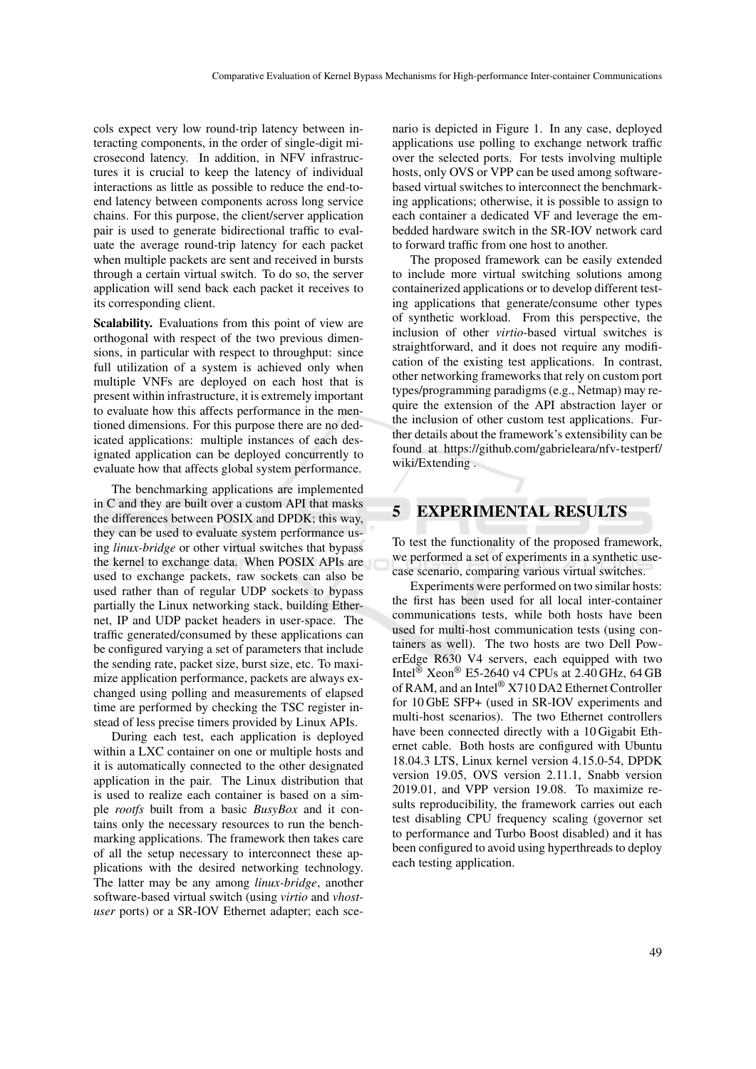cols expect very low round-trip latency between interacting components, in the order of single-digit microsecond latency. In addition, in NFV infrastructures it is crucial to keep the latency of individual interactions as little as possible to reduce the end-to-end latency between components across long service chains. For this purpose, the client/server application pair is used to generate bidirectional traffic to evaluate the average round-trip latency for each packet when multiple packets are sent and received in bursts through a certain virtual switch. To do so, the server application will send back each packet it receives to its corresponding client.

**Scalability.** Evaluations from this point of view are orthogonal with respect of the two previous dimensions, in particular with respect to throughput: since full utilization of a system is achieved only when multiple VNFs are deployed on each host that is present within infrastructure, it is extremely important to evaluate how this affects performance in the mentioned dimensions. For this purpose there are no dedicated applications: multiple instances of each designated application can be deployed concurrently to evaluate how that affects global system performance.

The benchmarking applications are implemented in C and they are built over a custom API that masks the differences between POSIX and DPDK; this way, they can be used to evaluate system performance using *linux-bridge* or other virtual switches that bypass the kernel to exchange data. When POSIX APIs are used to exchange packets, raw sockets can also be used rather than of regular UDP sockets to bypass partially the Linux networking stack, building Ethernet, IP and UDP packet headers in user-space. The traffic generated/consumed by these applications can be configured varying a set of parameters that include the sending rate, packet size, burst size, etc. To maximize application performance, packets are always exchanged using polling and measurements of elapsed time are performed by checking the TSC register instead of less precise timers provided by Linux APIs.

During each test, each application is deployed within a LXC container on one or multiple hosts and it is automatically connected to the other designated application in the pair. The Linux distribution that is used to realize each container is based on a simple *rootfs* built from a basic *BusyBox* and it contains only the necessary resources to run the benchmarking applications. The framework then takes care of all the setup necessary to interconnect these applications with the desired networking technology. The latter may be any among *linux-bridge*, another software-based virtual switch (using *virtio* and *vhost-user* ports) or a SR-IOV Ethernet adapter; each scenario is depicted in Figure 1. In any case, deployed applications use polling to exchange network traffic over the selected ports. For tests involving multiple hosts, only OVS or VPP can be used among software-based virtual switches to interconnect the benchmarking applications; otherwise, it is possible to assign to each container a dedicated VF and leverage the embedded hardware switch in the SR-IOV network card to forward traffic from one host to another.

The proposed framework can be easily extended to include more virtual switching solutions among containerized applications or to develop different testing applications that generate/consume other types of synthetic workload. From this perspective, the inclusion of other *virtio*-based virtual switches is straightforward, and it does not require any modification of the existing test applications. In contrast, other networking frameworks that rely on custom port types/programming paradigms (e.g., Netmap) may require the extension of the API abstraction layer or the inclusion of other custom test applications. Further details about the framework's extensibility can be found at https://github.com/gabrieleara/nfv-testperf/wiki/Extending .

## 5 EXPERIMENTAL RESULTS

To test the functionality of the proposed framework, we performed a set of experiments in a synthetic use-case scenario, comparing various virtual switches.

Experiments were performed on two similar hosts: the first has been used for all local inter-container communications tests, while both hosts have been used for multi-host communication tests (using containers as well). The two hosts are two Dell PowerEdge R630 V4 servers, each equipped with two Intel® Xeon® E5-2640 v4 CPUs at 2.40 GHz, 64 GB of RAM, and an Intel® X710 DA2 Ethernet Controller for 10 GbE SFP+ (used in SR-IOV experiments and multi-host scenarios). The two Ethernet controllers have been connected directly with a 10 Gigabit Ethernet cable. Both hosts are configured with Ubuntu 18.04.3 LTS, Linux kernel version 4.15.0-54, DPDK version 19.05, OVS version 2.11.1, Snabb version 2019.01, and VPP version 19.08. To maximize results reproducibility, the framework carries out each test disabling CPU frequency scaling (governor set to performance and Turbo Boost disabled) and it has been configured to avoid using hyperthreads to deploy each testing application.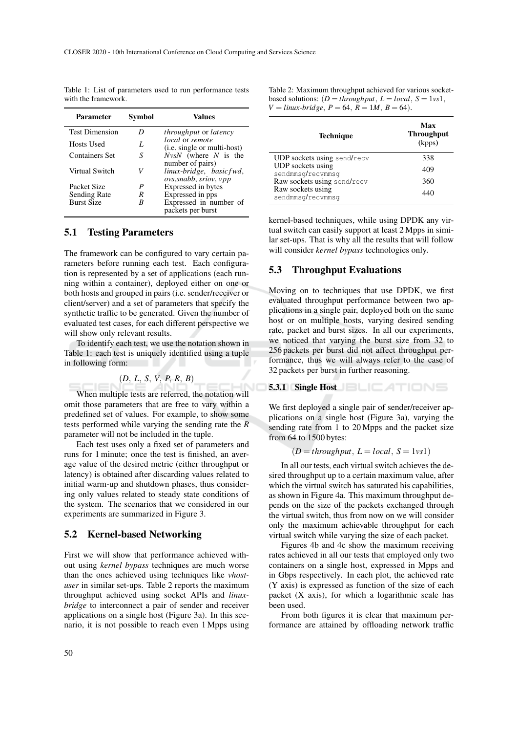Table 1: List of parameters used to run performance tests with the framework.

| Parameter | Symbol | Values |
|---|---|---|
| Test Dimension | $D$ | *throughput* or *latency* |
| Hosts Used | $L$ | *local* or *remote* (i.e. single or multi-host) |
| Containers Set | $S$ | $N vs N$ (where $N$ is the number of pairs) |
| Virtual Switch | $V$ | *linux-bridge*, *basicfwd*, *ovs*,*snabb*, *sriov*, *vpp* |
| Packet Size | $P$ | Expressed in bytes |
| Sending Rate | $R$ | Expressed in pps |
| Burst Size | $B$ | Expressed in number of packets per burst |

## 5.1 Testing Parameters

The framework can be configured to vary certain parameters before running each test. Each configuration is represented by a set of applications (each running within a container), deployed either on one or both hosts and grouped in pairs (i.e. sender/receiver or client/server) and a set of parameters that specify the synthetic traffic to be generated. Given the number of evaluated test cases, for each different perspective we will show only relevant results.

To identify each test, we use the notation shown in Table 1: each test is uniquely identified using a tuple in following form:

$$(D,\ L,\ S,\ V,\ P,\ R,\ B)$$

When multiple tests are referred, the notation will omit those parameters that are free to vary within a predefined set of values. For example, to show some tests performed while varying the sending rate the $R$ parameter will not be included in the tuple.

Each test uses only a fixed set of parameters and runs for 1 minute; once the test is finished, an average value of the desired metric (either throughput or latency) is obtained after discarding values related to initial warm-up and shutdown phases, thus considering only values related to steady state conditions of the system. The scenarios that we considered in our experiments are summarized in Figure 3.

## 5.2 Kernel-based Networking

First we will show that performance achieved without using *kernel bypass* techniques are much worse than the ones achieved using techniques like *vhost-user* in similar set-ups. Table 2 reports the maximum throughput achieved using socket APIs and *linux-bridge* to interconnect a pair of sender and receiver applications on a single host (Figure 3a). In this scenario, it is not possible to reach even 1 Mpps using kernel-based techniques, while using DPDK any virtual switch can easily support at least 2 Mpps in similar set-ups. That is why all the results that will follow will consider *kernel bypass* technologies only.

Table 2: Maximum throughput achieved for various socket-based solutions: ($D = throughput,\ L = local,\ S = 1vs1,$ $V = linux\text{-}bridge,\ P = 64,\ R = 1M,\ B = 64$).

| Technique | Max Throughput (kpps) |
|---|---|
| UDP sockets using `send`/`recv` | 338 |
| UDP sockets using `sendmmsg`/`recvmmsg` | 409 |
| Raw sockets using `send`/`recv` | 360 |
| Raw sockets using `sendmmsg`/`recvmmsg` | 440 |

## 5.3 Throughput Evaluations

Moving on to techniques that use DPDK, we first evaluated throughput performance between two applications in a single pair, deployed both on the same host or on multiple hosts, varying desired sending rate, packet and burst sizes. In all our experiments, we noticed that varying the burst size from 32 to 256 packets per burst did not affect throughput performance, thus we will always refer to the case of 32 packets per burst in further reasoning.

### 5.3.1 Single Host

We first deployed a single pair of sender/receiver applications on a single host (Figure 3a), varying the sending rate from 1 to 20 Mpps and the packet size from 64 to 1500 bytes:

$$(D = throughput,\ L = local,\ S = 1vs1)$$

In all our tests, each virtual switch achieves the desired throughput up to a certain maximum value, after which the virtual switch has saturated his capabilities, as shown in Figure 4a. This maximum throughput depends on the size of the packets exchanged through the virtual switch, thus from now on we will consider only the maximum achievable throughput for each virtual switch while varying the size of each packet.

Figures 4b and 4c show the maximum receiving rates achieved in all our tests that employed only two containers on a single host, expressed in Mpps and in Gbps respectively. In each plot, the achieved rate (Y axis) is expressed as function of the size of each packet (X axis), for which a logarithmic scale has been used.

From both figures it is clear that maximum performance are attained by offloading network traffic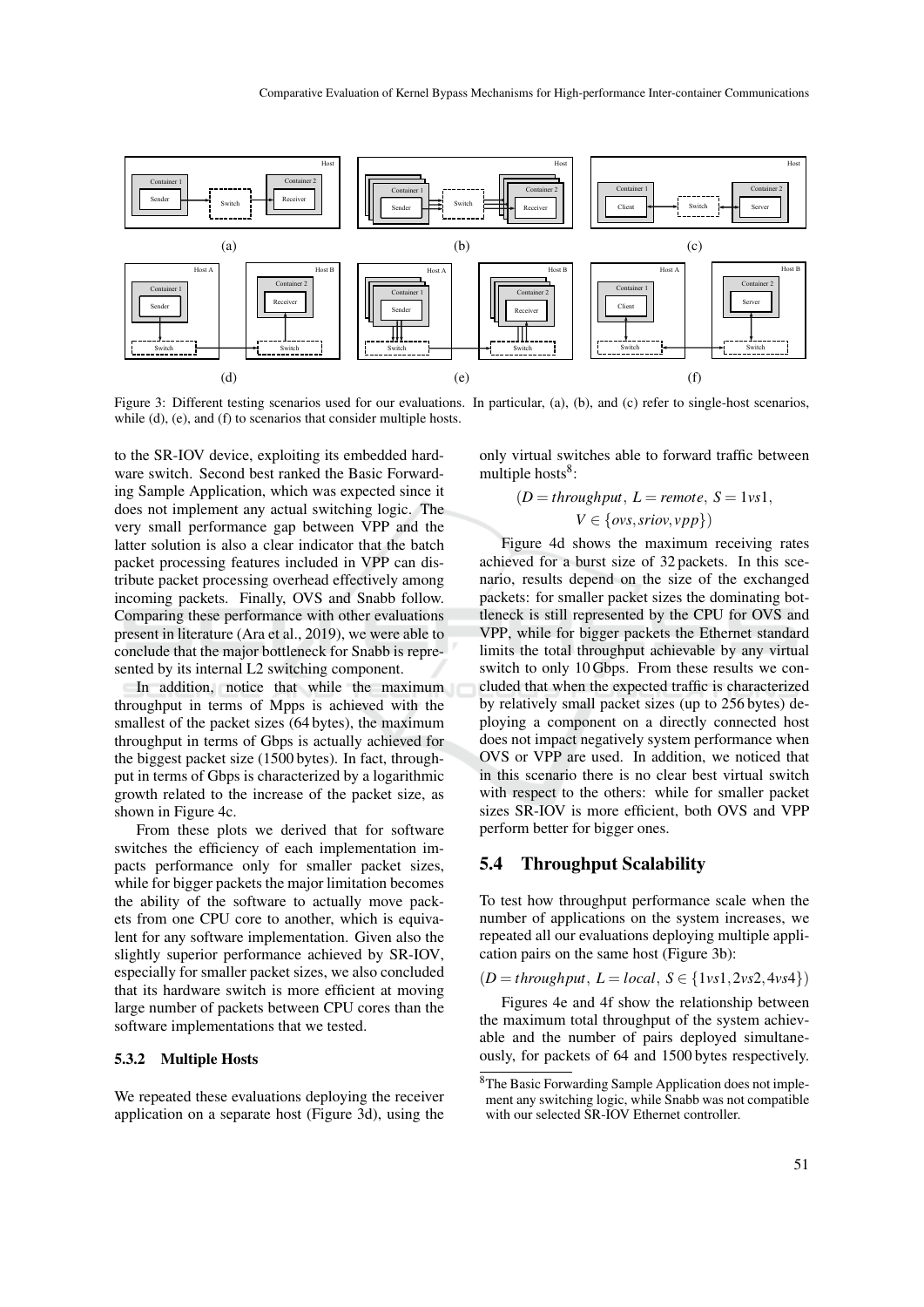Figure 3: Different testing scenarios used for our evaluations. In particular, (a), (b), and (c) refer to single-host scenarios, while (d), (e), and (f) to scenarios that consider multiple hosts.

to the SR-IOV device, exploiting its embedded hardware switch. Second best ranked the Basic Forwarding Sample Application, which was expected since it does not implement any actual switching logic. The very small performance gap between VPP and the latter solution is also a clear indicator that the batch packet processing features included in VPP can distribute packet processing overhead effectively among incoming packets. Finally, OVS and Snabb follow. Comparing these performance with other evaluations present in literature (Ara et al., 2019), we were able to conclude that the major bottleneck for Snabb is represented by its internal L2 switching component.

In addition, notice that while the maximum throughput in terms of Mpps is achieved with the smallest of the packet sizes (64 bytes), the maximum throughput in terms of Gbps is actually achieved for the biggest packet size (1500 bytes). In fact, throughput in terms of Gbps is characterized by a logarithmic growth related to the increase of the packet size, as shown in Figure 4c.

From these plots we derived that for software switches the efficiency of each implementation impacts performance only for smaller packet sizes, while for bigger packets the major limitation becomes the ability of the software to actually move packets from one CPU core to another, which is equivalent for any software implementation. Given also the slightly superior performance achieved by SR-IOV, especially for smaller packet sizes, we also concluded that its hardware switch is more efficient at moving large number of packets between CPU cores than the software implementations that we tested.

#### 5.3.2 Multiple Hosts

We repeated these evaluations deploying the receiver application on a separate host (Figure 3d), using the only virtual switches able to forward traffic between multiple hosts[8]:

$$(D = throughput,\ L = remote,\ S = 1vs1,\ V \in \{ovs, sriov, vpp\})$$

Figure 4d shows the maximum receiving rates achieved for a burst size of 32 packets. In this scenario, results depend on the size of the exchanged packets: for smaller packet sizes the dominating bottleneck is still represented by the CPU for OVS and VPP, while for bigger packets the Ethernet standard limits the total throughput achievable by any virtual switch to only 10 Gbps. From these results we concluded that when the expected traffic is characterized by relatively small packet sizes (up to 256 bytes) deploying a component on a directly connected host does not impact negatively system performance when OVS or VPP are used. In addition, we noticed that in this scenario there is no clear best virtual switch with respect to the others: while for smaller packet sizes SR-IOV is more efficient, both OVS and VPP perform better for bigger ones.

### 5.4 Throughput Scalability

To test how throughput performance scale when the number of applications on the system increases, we repeated all our evaluations deploying multiple application pairs on the same host (Figure 3b):

$$(D = throughput,\ L = local,\ S \in \{1vs1, 2vs2, 4vs4\})$$

Figures 4e and 4f show the relationship between the maximum total throughput of the system achievable and the number of pairs deployed simultaneously, for packets of 64 and 1500 bytes respectively.

[8] The Basic Forwarding Sample Application does not implement any switching logic, while Snabb was not compatible with our selected SR-IOV Ethernet controller.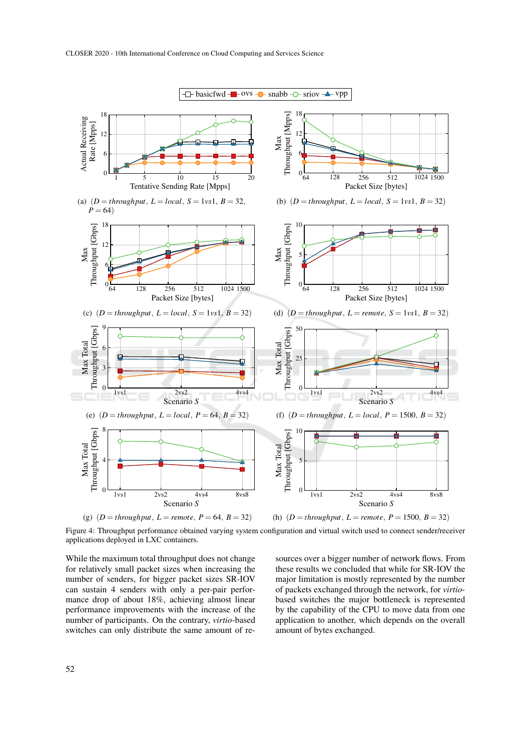(a) $(D = throughput,\ L = local,\ S = 1vs1,\ B = 32,\ P = 64)$

(b) $(D = throughput,\ L = local,\ S = 1vs1,\ B = 32)$

(c) $(D = throughput,\ L = local,\ S = 1vs1,\ B = 32)$

(d) $(D = throughput,\ L = remote,\ S = 1vs1,\ B = 32)$

(e) $(D = throughput,\ L = local,\ P = 64,\ B = 32)$

(f) $(D = throughput,\ L = local,\ P = 1500,\ B = 32)$

(g) $(D = throughput,\ L = remote,\ P = 64,\ B = 32)$

(h) $(D = throughput,\ L = remote,\ P = 1500,\ B = 32)$

Figure 4: Throughput performance obtained varying system configuration and virtual switch used to connect sender/receiver applications deployed in LXC containers.

While the maximum total throughput does not change for relatively small packet sizes when increasing the number of senders, for bigger packet sizes SR-IOV can sustain 4 senders with only a per-pair performance drop of about 18%, achieving almost linear performance improvements with the increase of the number of participants. On the contrary, *virtio*-based switches can only distribute the same amount of resources over a bigger number of network flows. From these results we concluded that while for SR-IOV the major limitation is mostly represented by the number of packets exchanged through the network, for *virtio*-based switches the major bottleneck is represented by the capability of the CPU to move data from one application to another, which depends on the overall amount of bytes exchanged.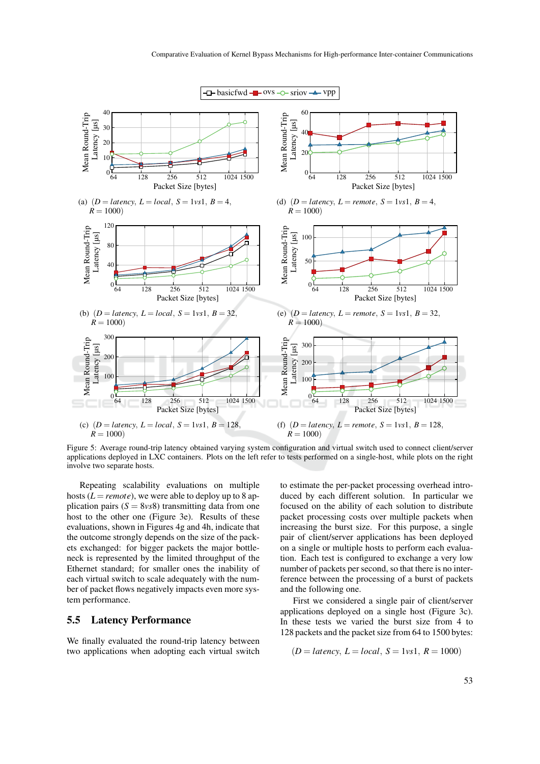Figure 5: Average round-trip latency obtained varying system configuration and virtual switch used to connect client/server applications deployed in LXC containers. Plots on the left refer to tests performed on a single-host, while plots on the right involve two separate hosts.

(a) $(D = latency,\ L = local,\ S = 1vs1,\ B = 4,\ R = 1000)$

(b) $(D = latency,\ L = local,\ S = 1vs1,\ B = 32,\ R = 1000)$

(c) $(D = latency,\ L = local,\ S = 1vs1,\ B = 128,\ R = 1000)$

(d) $(D = latency,\ L = remote,\ S = 1vs1,\ B = 4,\ R = 1000)$

(e) $(D = latency,\ L = remote,\ S = 1vs1,\ B = 32,\ R = 1000)$

(f) $(D = latency,\ L = remote,\ S = 1vs1,\ B = 128,\ R = 1000)$

Repeating scalability evaluations on multiple hosts ($L = remote$), we were able to deploy up to 8 application pairs ($S = 8vs8$) transmitting data from one host to the other one (Figure 3e). Results of these evaluations, shown in Figures 4g and 4h, indicate that the outcome strongly depends on the size of the packets exchanged: for bigger packets the major bottleneck is represented by the limited throughput of the Ethernet standard; for smaller ones the inability of each virtual switch to scale adequately with the number of packet flows negatively impacts even more system performance.

## 5.5 Latency Performance

We finally evaluated the round-trip latency between two applications when adopting each virtual switch to estimate the per-packet processing overhead introduced by each different solution. In particular we focused on the ability of each solution to distribute packet processing costs over multiple packets when increasing the burst size. For this purpose, a single pair of client/server applications has been deployed on a single or multiple hosts to perform each evaluation. Each test is configured to exchange a very low number of packets per second, so that there is no interference between the processing of a burst of packets and the following one.

First we considered a single pair of client/server applications deployed on a single host (Figure 3c). In these tests we varied the burst size from 4 to 128 packets and the packet size from 64 to 1500 bytes:

$$(D = latency,\ L = local,\ S = 1vs1,\ R = 1000)$$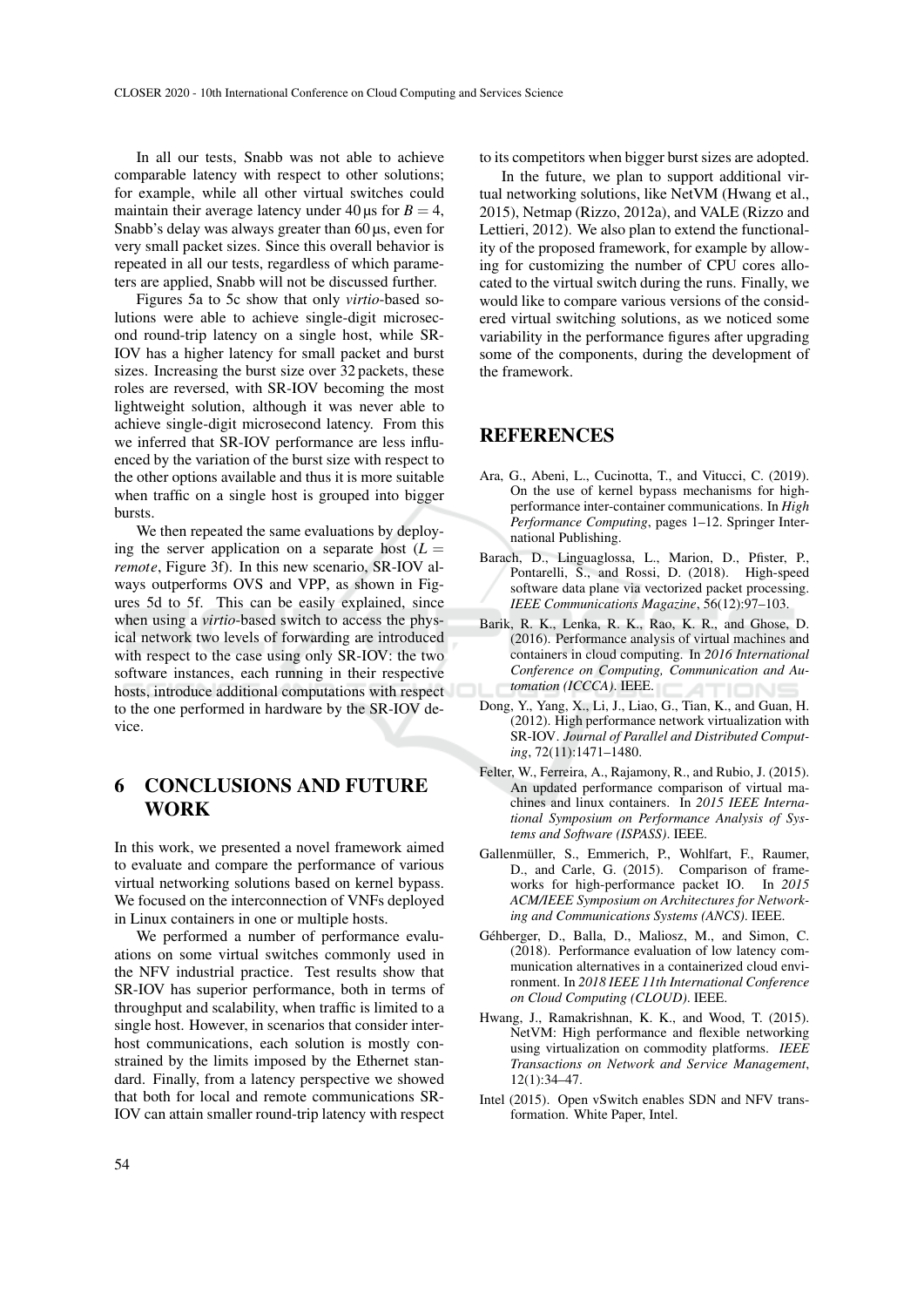In all our tests, Snabb was not able to achieve comparable latency with respect to other solutions; for example, while all other virtual switches could maintain their average latency under 40 µs for $B = 4$, Snabb's delay was always greater than 60 µs, even for very small packet sizes. Since this overall behavior is repeated in all our tests, regardless of which parameters are applied, Snabb will not be discussed further.

Figures 5a to 5c show that only *virtio*-based solutions were able to achieve single-digit microsecond round-trip latency on a single host, while SR-IOV has a higher latency for small packet and burst sizes. Increasing the burst size over 32 packets, these roles are reversed, with SR-IOV becoming the most lightweight solution, although it was never able to achieve single-digit microsecond latency. From this we inferred that SR-IOV performance are less influenced by the variation of the burst size with respect to the other options available and thus it is more suitable when traffic on a single host is grouped into bigger bursts.

We then repeated the same evaluations by deploying the server application on a separate host ($L =$ *remote*, Figure 3f). In this new scenario, SR-IOV always outperforms OVS and VPP, as shown in Figures 5d to 5f. This can be easily explained, since when using a *virtio*-based switch to access the physical network two levels of forwarding are introduced with respect to the case using only SR-IOV: the two software instances, each running in their respective hosts, introduce additional computations with respect to the one performed in hardware by the SR-IOV device.

## 6 CONCLUSIONS AND FUTURE WORK

In this work, we presented a novel framework aimed to evaluate and compare the performance of various virtual networking solutions based on kernel bypass. We focused on the interconnection of VNFs deployed in Linux containers in one or multiple hosts.

We performed a number of performance evaluations on some virtual switches commonly used in the NFV industrial practice. Test results show that SR-IOV has superior performance, both in terms of throughput and scalability, when traffic is limited to a single host. However, in scenarios that consider inter-host communications, each solution is mostly constrained by the limits imposed by the Ethernet standard. Finally, from a latency perspective we showed that both for local and remote communications SR-IOV can attain smaller round-trip latency with respect to its competitors when bigger burst sizes are adopted.

In the future, we plan to support additional virtual networking solutions, like NetVM (Hwang et al., 2015), Netmap (Rizzo, 2012a), and VALE (Rizzo and Lettieri, 2012). We also plan to extend the functionality of the proposed framework, for example by allowing for customizing the number of CPU cores allocated to the virtual switch during the runs. Finally, we would like to compare various versions of the considered virtual switching solutions, as we noticed some variability in the performance figures after upgrading some of the components, during the development of the framework.

## REFERENCES

Ara, G., Abeni, L., Cucinotta, T., and Vitucci, C. (2019). On the use of kernel bypass mechanisms for high-performance inter-container communications. In *High Performance Computing*, pages 1–12. Springer International Publishing.

Barach, D., Linguaglossa, L., Marion, D., Pfister, P., Pontarelli, S., and Rossi, D. (2018). High-speed software data plane via vectorized packet processing. *IEEE Communications Magazine*, 56(12):97–103.

Barik, R. K., Lenka, R. K., Rao, K. R., and Ghose, D. (2016). Performance analysis of virtual machines and containers in cloud computing. In *2016 International Conference on Computing, Communication and Automation (ICCCA)*. IEEE.

Dong, Y., Yang, X., Li, J., Liao, G., Tian, K., and Guan, H. (2012). High performance network virtualization with SR-IOV. *Journal of Parallel and Distributed Computing*, 72(11):1471–1480.

Felter, W., Ferreira, A., Rajamony, R., and Rubio, J. (2015). An updated performance comparison of virtual machines and linux containers. In *2015 IEEE International Symposium on Performance Analysis of Systems and Software (ISPASS)*. IEEE.

Gallenmüller, S., Emmerich, P., Wohlfart, F., Raumer, D., and Carle, G. (2015). Comparison of frameworks for high-performance packet IO. In *2015 ACM/IEEE Symposium on Architectures for Networking and Communications Systems (ANCS)*. IEEE.

Géhberger, D., Balla, D., Maliosz, M., and Simon, C. (2018). Performance evaluation of low latency communication alternatives in a containerized cloud environment. In *2018 IEEE 11th International Conference on Cloud Computing (CLOUD)*. IEEE.

Hwang, J., Ramakrishnan, K. K., and Wood, T. (2015). NetVM: High performance and flexible networking using virtualization on commodity platforms. *IEEE Transactions on Network and Service Management*, 12(1):34–47.

Intel (2015). Open vSwitch enables SDN and NFV transformation. White Paper, Intel.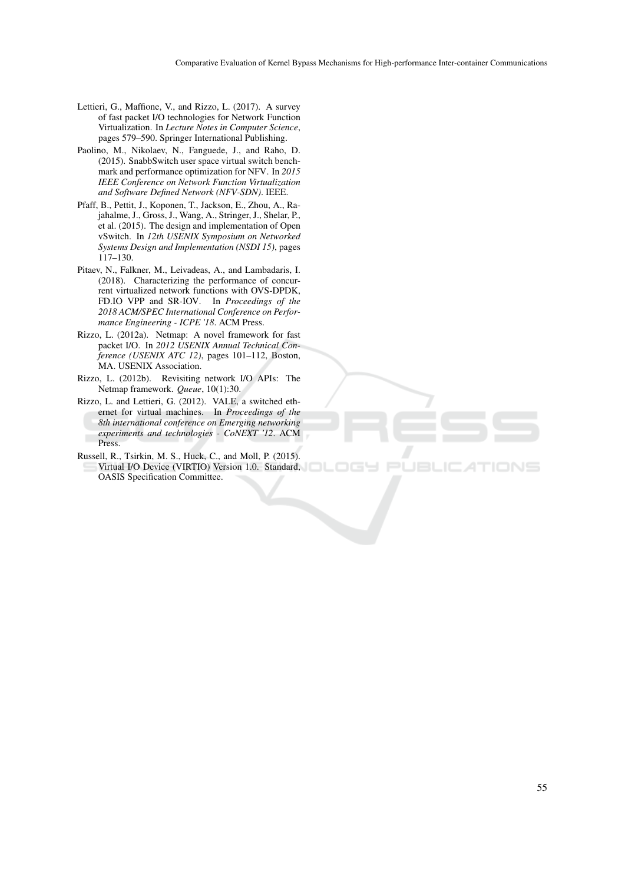Lettieri, G., Maffione, V., and Rizzo, L. (2017). A survey of fast packet I/O technologies for Network Function Virtualization. In *Lecture Notes in Computer Science*, pages 579–590. Springer International Publishing.

Paolino, M., Nikolaev, N., Fanguede, J., and Raho, D. (2015). SnabbSwitch user space virtual switch benchmark and performance optimization for NFV. In *2015 IEEE Conference on Network Function Virtualization and Software Defined Network (NFV-SDN)*. IEEE.

Pfaff, B., Pettit, J., Koponen, T., Jackson, E., Zhou, A., Rajahalme, J., Gross, J., Wang, A., Stringer, J., Shelar, P., et al. (2015). The design and implementation of Open vSwitch. In *12th USENIX Symposium on Networked Systems Design and Implementation (NSDI 15)*, pages 117–130.

Pitaev, N., Falkner, M., Leivadeas, A., and Lambadaris, I. (2018). Characterizing the performance of concurrent virtualized network functions with OVS-DPDK, FD.IO VPP and SR-IOV. In *Proceedings of the 2018 ACM/SPEC International Conference on Performance Engineering - ICPE '18*. ACM Press.

Rizzo, L. (2012a). Netmap: A novel framework for fast packet I/O. In *2012 USENIX Annual Technical Conference (USENIX ATC 12)*, pages 101–112, Boston, MA. USENIX Association.

Rizzo, L. (2012b). Revisiting network I/O APIs: The Netmap framework. *Queue*, 10(1):30.

Rizzo, L. and Lettieri, G. (2012). VALE, a switched ethernet for virtual machines. In *Proceedings of the 8th international conference on Emerging networking experiments and technologies - CoNEXT '12*. ACM Press.

Russell, R., Tsirkin, M. S., Huck, C., and Moll, P. (2015). Virtual I/O Device (VIRTIO) Version 1.0. Standard, OASIS Specification Committee.